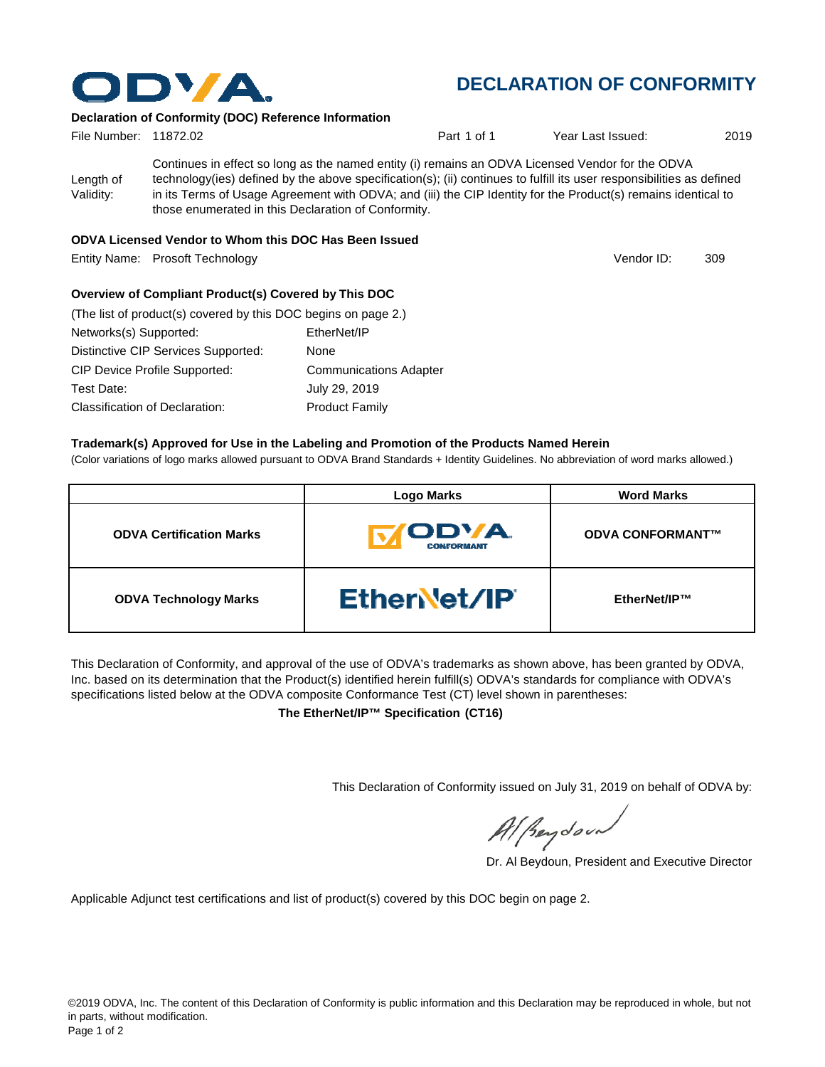ODVA

# DECLARATION OF CONFORMITY

**Declaration of Conformity (DOC) Reference Information**

File Number: 11872.02 Part 1 of 1 Year Last Issued: 2019

Length of Validity: Continues in effect so long as the named entity (i) remains an ODVA Licensed Vendor for the ODVA technology(ies) defined by the above specification(s); (ii) continues to fulfill its user responsibilities as defined in its Terms of Usage Agreement with ODVA; and (iii) the CIP Identity for the Product(s) remains identical to those enumerated in this Declaration of Conformity.

**ODVA Licensed Vendor to Whom this DOC Has Been Issued**

Entity Name: Prosoft Technology Vendor ID: 309

**Overview of Compliant Product(s) Covered by This DOC**

(The list of product(s) covered by this DOC begins on page 2.)

Networks(s) Supported: EtherNet/IP

Distinctive CIP Services Supported: None

CIP Device Profile Supported: Communications Adapter

Test Date: July 29, 2019

Classification of Declaration: Product Family

**Trademark(s) Approved for Use in the Labeling and Promotion of the Products Named Herein**

(Color variations of logo marks allowed pursuant to ODVA Brand Standards + Identity Guidelines. No abbreviation of word marks allowed.)

| | Logo Marks | Word Marks |
|---|---|---|
| **ODVA Certification Marks** | ODVA CONFORMANT | **ODVA CONFORMANT™** |
| **ODVA Technology Marks** | EtherNet/IP | **EtherNet/IP™** |

This Declaration of Conformity, and approval of the use of ODVA's trademarks as shown above, has been granted by ODVA, Inc. based on its determination that the Product(s) identified herein fulfill(s) ODVA's standards for compliance with ODVA's specifications listed below at the ODVA composite Conformance Test (CT) level shown in parentheses:

**The EtherNet/IP™ Specification (CT16)**

This Declaration of Conformity issued on July 31, 2019 on behalf of ODVA by:

Dr. Al Beydoun, President and Executive Director

Applicable Adjunct test certifications and list of product(s) covered by this DOC begin on page 2.

©2019 ODVA, Inc. The content of this Declaration of Conformity is public information and this Declaration may be reproduced in whole, but not in parts, without modification.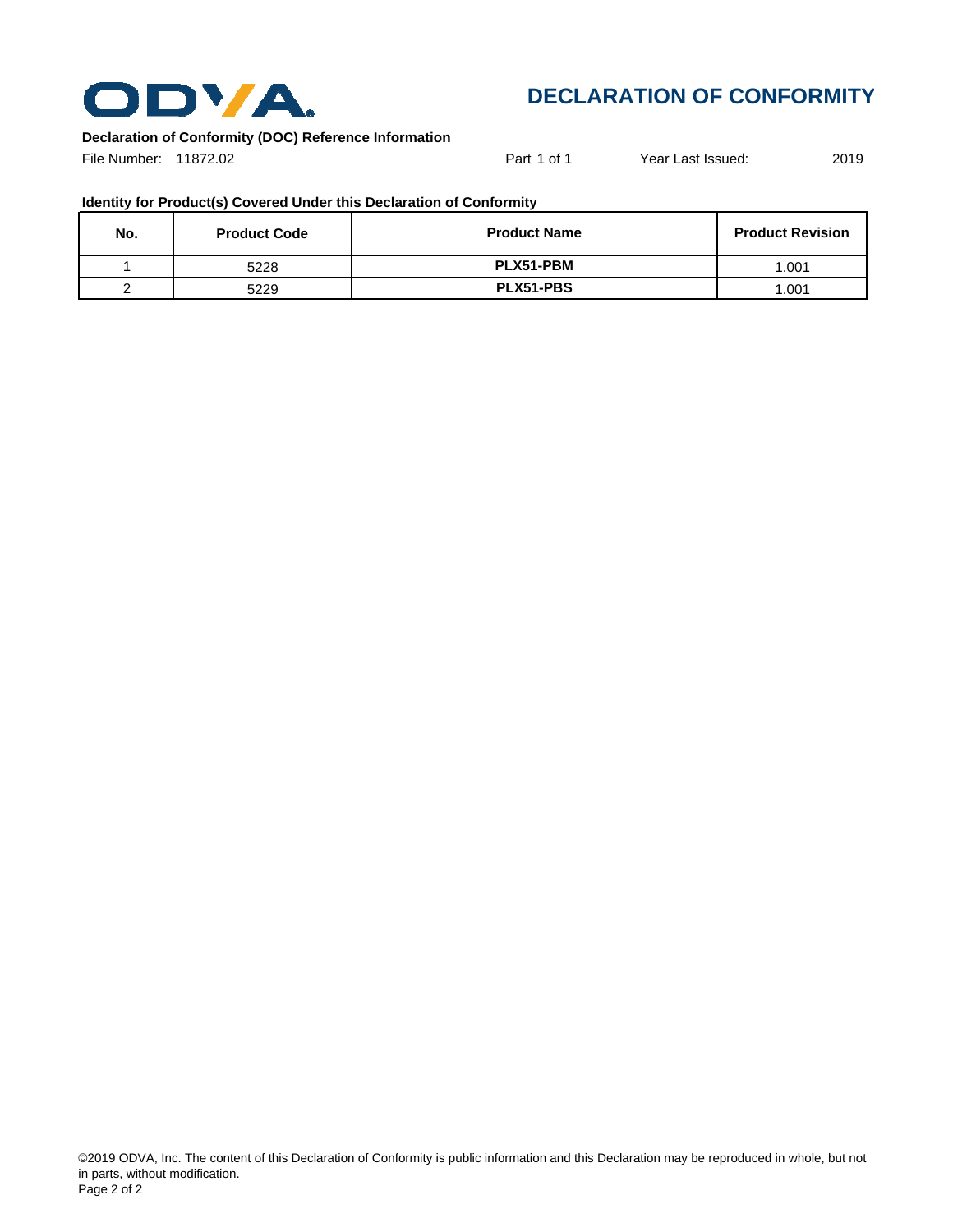# DECLARATION OF CONFORMITY

**Declaration of Conformity (DOC) Reference Information**

File Number: 11872.02 Part 1 of 1 Year Last Issued: 2019

**Identity for Product(s) Covered Under this Declaration of Conformity**

| No. | Product Code | Product Name | Product Revision |
|---|---|---|---|
| 1 | 5228 | **PLX51-PBM** | 1.001 |
| 2 | 5229 | **PLX51-PBS** | 1.001 |

©2019 ODVA, Inc. The content of this Declaration of Conformity is public information and this Declaration may be reproduced in whole, but not in parts, without modification.